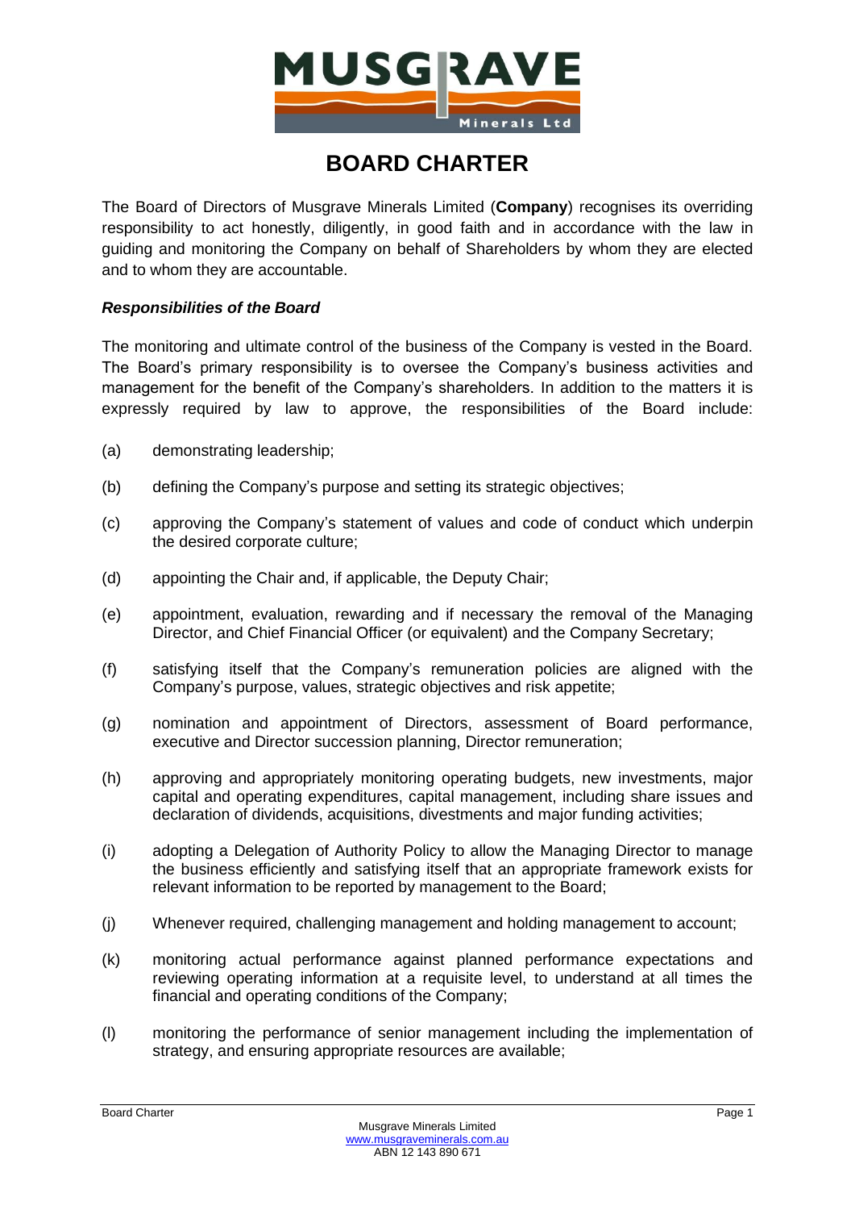# BOARD CHARTER

The Board of Directors of Musgrave Minerals Limited (**Company**) recognises its overriding responsibility to act honestly, diligently, in good faith and in accordance with the law in guiding and monitoring the Company on behalf of Shareholders by whom they are elected and to whom they are accountable.

***Responsibilities of the Board***

The monitoring and ultimate control of the business of the Company is vested in the Board. The Board's primary responsibility is to oversee the Company's business activities and management for the benefit of the Company's shareholders. In addition to the matters it is expressly required by law to approve, the responsibilities of the Board include:

(a) demonstrating leadership;

(b) defining the Company's purpose and setting its strategic objectives;

(c) approving the Company's statement of values and code of conduct which underpin the desired corporate culture;

(d) appointing the Chair and, if applicable, the Deputy Chair;

(e) appointment, evaluation, rewarding and if necessary the removal of the Managing Director, and Chief Financial Officer (or equivalent) and the Company Secretary;

(f) satisfying itself that the Company's remuneration policies are aligned with the Company's purpose, values, strategic objectives and risk appetite;

(g) nomination and appointment of Directors, assessment of Board performance, executive and Director succession planning, Director remuneration;

(h) approving and appropriately monitoring operating budgets, new investments, major capital and operating expenditures, capital management, including share issues and declaration of dividends, acquisitions, divestments and major funding activities;

(i) adopting a Delegation of Authority Policy to allow the Managing Director to manage the business efficiently and satisfying itself that an appropriate framework exists for relevant information to be reported by management to the Board;

(j) Whenever required, challenging management and holding management to account;

(k) monitoring actual performance against planned performance expectations and reviewing operating information at a requisite level, to understand at all times the financial and operating conditions of the Company;

(l) monitoring the performance of senior management including the implementation of strategy, and ensuring appropriate resources are available;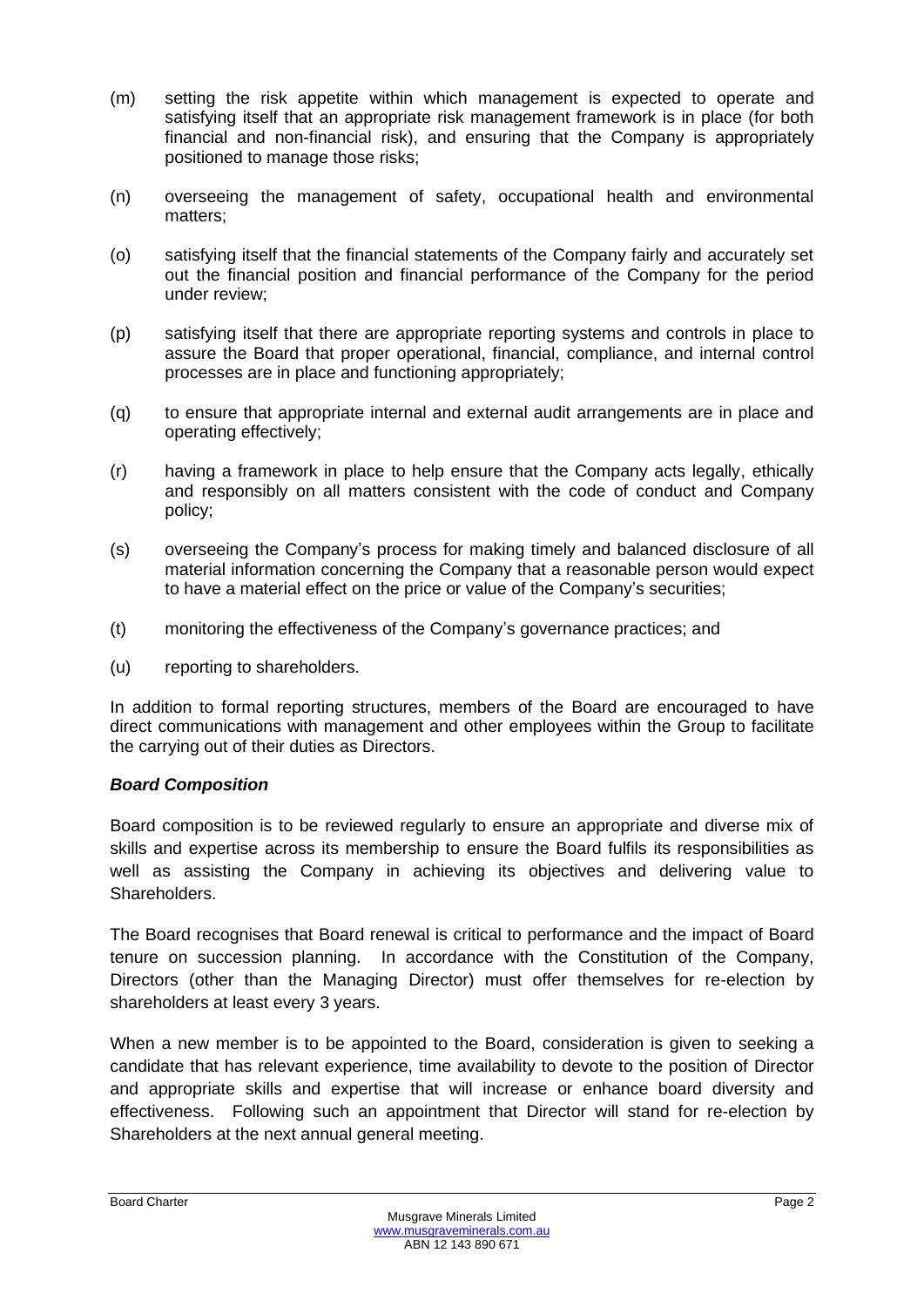(m) setting the risk appetite within which management is expected to operate and satisfying itself that an appropriate risk management framework is in place (for both financial and non-financial risk), and ensuring that the Company is appropriately positioned to manage those risks;

(n) overseeing the management of safety, occupational health and environmental matters;

(o) satisfying itself that the financial statements of the Company fairly and accurately set out the financial position and financial performance of the Company for the period under review;

(p) satisfying itself that there are appropriate reporting systems and controls in place to assure the Board that proper operational, financial, compliance, and internal control processes are in place and functioning appropriately;

(q) to ensure that appropriate internal and external audit arrangements are in place and operating effectively;

(r) having a framework in place to help ensure that the Company acts legally, ethically and responsibly on all matters consistent with the code of conduct and Company policy;

(s) overseeing the Company's process for making timely and balanced disclosure of all material information concerning the Company that a reasonable person would expect to have a material effect on the price or value of the Company's securities;

(t) monitoring the effectiveness of the Company's governance practices; and

(u) reporting to shareholders.

In addition to formal reporting structures, members of the Board are encouraged to have direct communications with management and other employees within the Group to facilitate the carrying out of their duties as Directors.

***Board Composition***

Board composition is to be reviewed regularly to ensure an appropriate and diverse mix of skills and expertise across its membership to ensure the Board fulfils its responsibilities as well as assisting the Company in achieving its objectives and delivering value to Shareholders.

The Board recognises that Board renewal is critical to performance and the impact of Board tenure on succession planning. In accordance with the Constitution of the Company, Directors (other than the Managing Director) must offer themselves for re-election by shareholders at least every 3 years.

When a new member is to be appointed to the Board, consideration is given to seeking a candidate that has relevant experience, time availability to devote to the position of Director and appropriate skills and expertise that will increase or enhance board diversity and effectiveness. Following such an appointment that Director will stand for re-election by Shareholders at the next annual general meeting.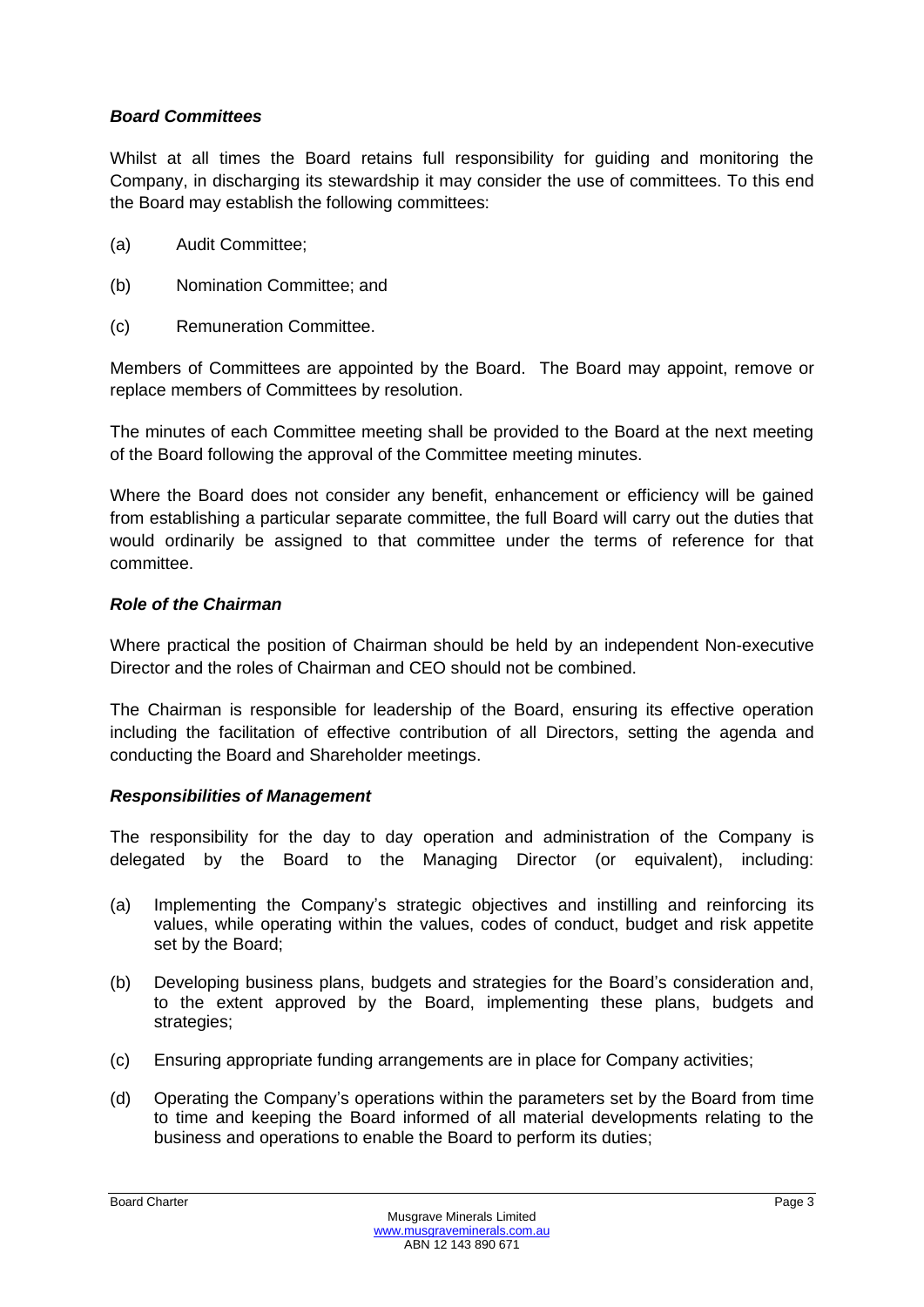### ***Board Committees***

Whilst at all times the Board retains full responsibility for guiding and monitoring the Company, in discharging its stewardship it may consider the use of committees. To this end the Board may establish the following committees:

(a) Audit Committee;

(b) Nomination Committee; and

(c) Remuneration Committee.

Members of Committees are appointed by the Board. The Board may appoint, remove or replace members of Committees by resolution.

The minutes of each Committee meeting shall be provided to the Board at the next meeting of the Board following the approval of the Committee meeting minutes.

Where the Board does not consider any benefit, enhancement or efficiency will be gained from establishing a particular separate committee, the full Board will carry out the duties that would ordinarily be assigned to that committee under the terms of reference for that committee.

### ***Role of the Chairman***

Where practical the position of Chairman should be held by an independent Non-executive Director and the roles of Chairman and CEO should not be combined.

The Chairman is responsible for leadership of the Board, ensuring its effective operation including the facilitation of effective contribution of all Directors, setting the agenda and conducting the Board and Shareholder meetings.

### ***Responsibilities of Management***

The responsibility for the day to day operation and administration of the Company is delegated by the Board to the Managing Director (or equivalent), including:

(a) Implementing the Company's strategic objectives and instilling and reinforcing its values, while operating within the values, codes of conduct, budget and risk appetite set by the Board;

(b) Developing business plans, budgets and strategies for the Board's consideration and, to the extent approved by the Board, implementing these plans, budgets and strategies;

(c) Ensuring appropriate funding arrangements are in place for Company activities;

(d) Operating the Company's operations within the parameters set by the Board from time to time and keeping the Board informed of all material developments relating to the business and operations to enable the Board to perform its duties;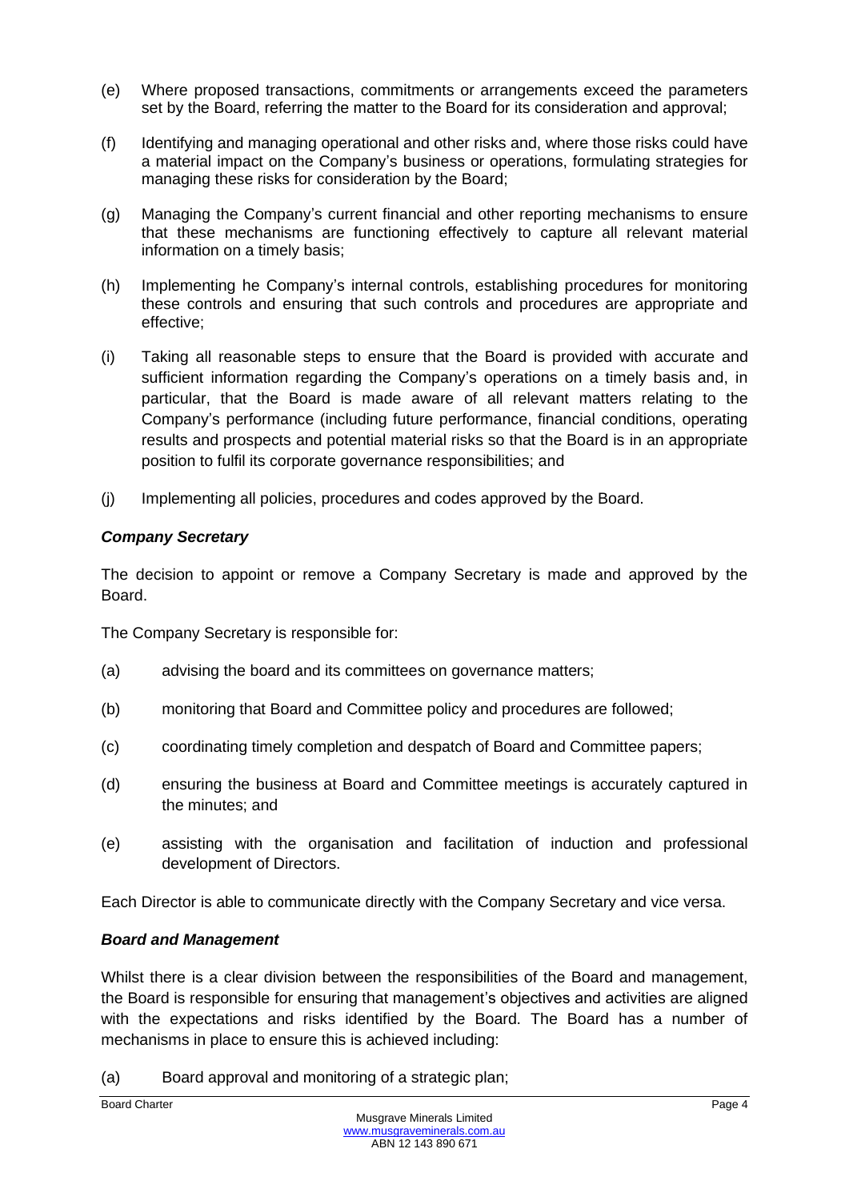(e) Where proposed transactions, commitments or arrangements exceed the parameters set by the Board, referring the matter to the Board for its consideration and approval;

(f) Identifying and managing operational and other risks and, where those risks could have a material impact on the Company's business or operations, formulating strategies for managing these risks for consideration by the Board;

(g) Managing the Company's current financial and other reporting mechanisms to ensure that these mechanisms are functioning effectively to capture all relevant material information on a timely basis;

(h) Implementing he Company's internal controls, establishing procedures for monitoring these controls and ensuring that such controls and procedures are appropriate and effective;

(i) Taking all reasonable steps to ensure that the Board is provided with accurate and sufficient information regarding the Company's operations on a timely basis and, in particular, that the Board is made aware of all relevant matters relating to the Company's performance (including future performance, financial conditions, operating results and prospects and potential material risks so that the Board is in an appropriate position to fulfil its corporate governance responsibilities; and

(j) Implementing all policies, procedures and codes approved by the Board.

***Company Secretary***

The decision to appoint or remove a Company Secretary is made and approved by the Board.

The Company Secretary is responsible for:

(a) advising the board and its committees on governance matters;

(b) monitoring that Board and Committee policy and procedures are followed;

(c) coordinating timely completion and despatch of Board and Committee papers;

(d) ensuring the business at Board and Committee meetings is accurately captured in the minutes; and

(e) assisting with the organisation and facilitation of induction and professional development of Directors.

Each Director is able to communicate directly with the Company Secretary and vice versa.

***Board and Management***

Whilst there is a clear division between the responsibilities of the Board and management, the Board is responsible for ensuring that management's objectives and activities are aligned with the expectations and risks identified by the Board. The Board has a number of mechanisms in place to ensure this is achieved including:

(a) Board approval and monitoring of a strategic plan;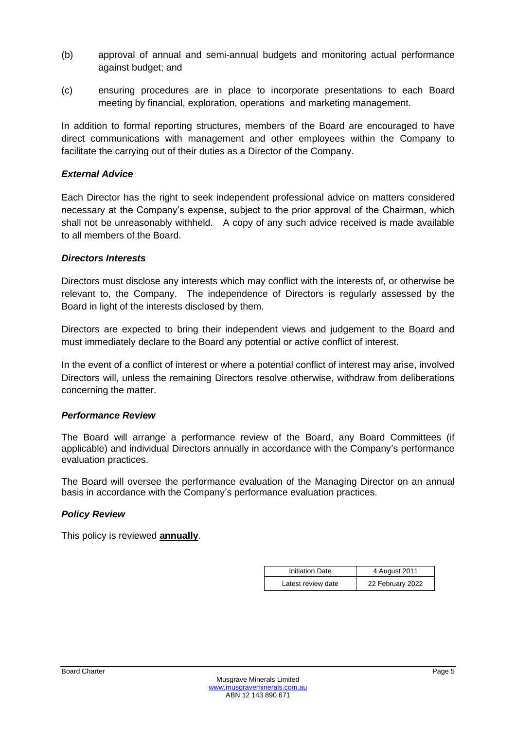(b) approval of annual and semi-annual budgets and monitoring actual performance against budget; and

(c) ensuring procedures are in place to incorporate presentations to each Board meeting by financial, exploration, operations and marketing management.

In addition to formal reporting structures, members of the Board are encouraged to have direct communications with management and other employees within the Company to facilitate the carrying out of their duties as a Director of the Company.

### *External Advice*

Each Director has the right to seek independent professional advice on matters considered necessary at the Company's expense, subject to the prior approval of the Chairman, which shall not be unreasonably withheld. A copy of any such advice received is made available to all members of the Board.

### *Directors Interests*

Directors must disclose any interests which may conflict with the interests of, or otherwise be relevant to, the Company. The independence of Directors is regularly assessed by the Board in light of the interests disclosed by them.

Directors are expected to bring their independent views and judgement to the Board and must immediately declare to the Board any potential or active conflict of interest.

In the event of a conflict of interest or where a potential conflict of interest may arise, involved Directors will, unless the remaining Directors resolve otherwise, withdraw from deliberations concerning the matter.

### *Performance Review*

The Board will arrange a performance review of the Board, any Board Committees (if applicable) and individual Directors annually in accordance with the Company's performance evaluation practices.

The Board will oversee the performance evaluation of the Managing Director on an annual basis in accordance with the Company's performance evaluation practices.

### *Policy Review*

This policy is reviewed **annually**.

| | |
|---|---|
| Initiation Date | 4 August 2011 |
| Latest review date | 22 February 2022 |